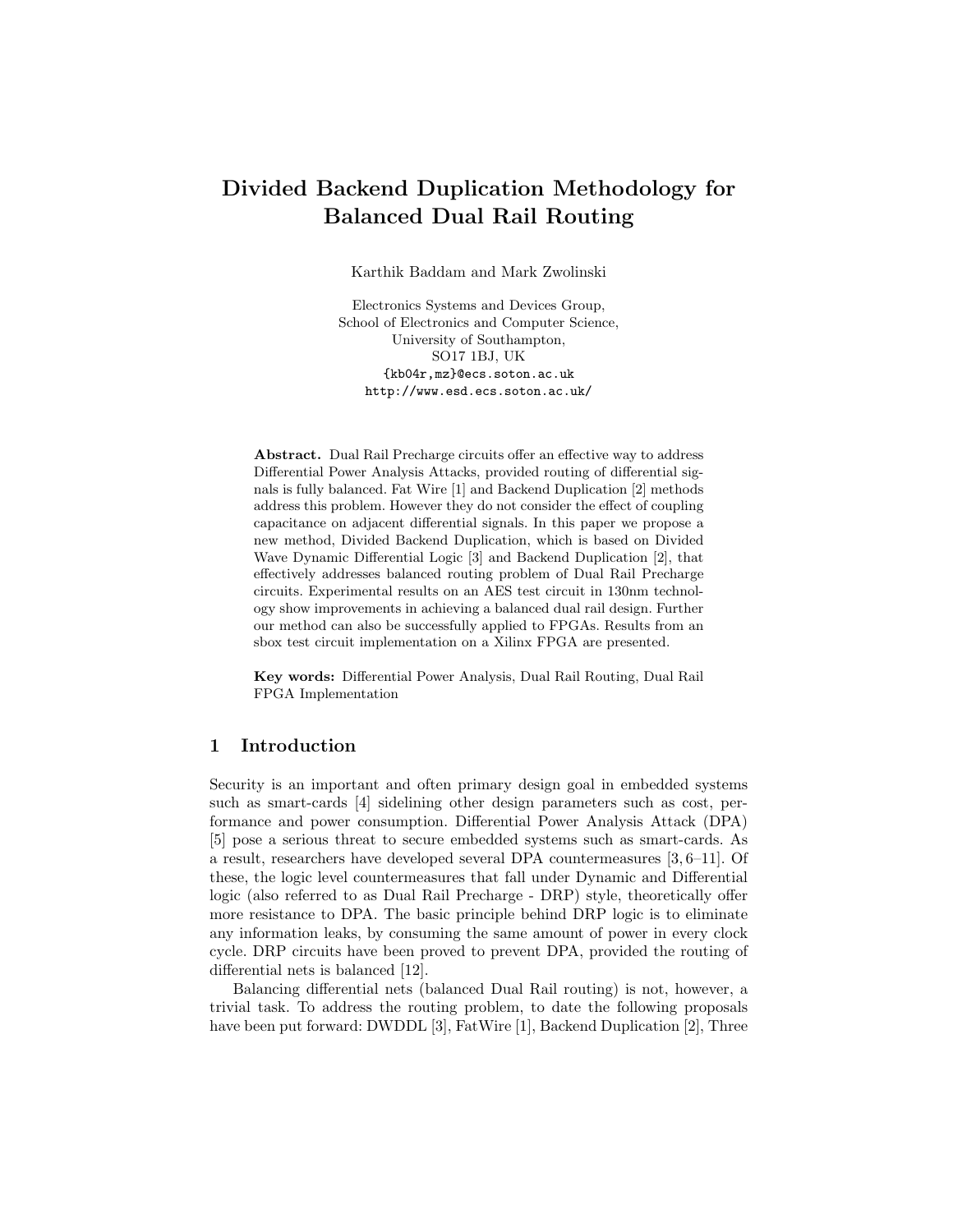# Divided Backend Duplication Methodology for Balanced Dual Rail Routing

Karthik Baddam and Mark Zwolinski

Electronics Systems and Devices Group,
School of Electronics and Computer Science,
University of Southampton,
SO17 1BJ, UK
{kb04r,mz}@ecs.soton.ac.uk
http://www.esd.ecs.soton.ac.uk/

**Abstract.** Dual Rail Precharge circuits offer an effective way to address Differential Power Analysis Attacks, provided routing of differential signals is fully balanced. Fat Wire [1] and Backend Duplication [2] methods address this problem. However they do not consider the effect of coupling capacitance on adjacent differential signals. In this paper we propose a new method, Divided Backend Duplication, which is based on Divided Wave Dynamic Differential Logic [3] and Backend Duplication [2], that effectively addresses balanced routing problem of Dual Rail Precharge circuits. Experimental results on an AES test circuit in 130nm technology show improvements in achieving a balanced dual rail design. Further our method can also be successfully applied to FPGAs. Results from an sbox test circuit implementation on a Xilinx FPGA are presented.

**Key words:** Differential Power Analysis, Dual Rail Routing, Dual Rail FPGA Implementation

## 1 Introduction

Security is an important and often primary design goal in embedded systems such as smart-cards [4] sidelining other design parameters such as cost, performance and power consumption. Differential Power Analysis Attack (DPA) [5] pose a serious threat to secure embedded systems such as smart-cards. As a result, researchers have developed several DPA countermeasures [3, 6–11]. Of these, the logic level countermeasures that fall under Dynamic and Differential logic (also referred to as Dual Rail Precharge - DRP) style, theoretically offer more resistance to DPA. The basic principle behind DRP logic is to eliminate any information leaks, by consuming the same amount of power in every clock cycle. DRP circuits have been proved to prevent DPA, provided the routing of differential nets is balanced [12].

Balancing differential nets (balanced Dual Rail routing) is not, however, a trivial task. To address the routing problem, to date the following proposals have been put forward: DWDDL [3], FatWire [1], Backend Duplication [2], Three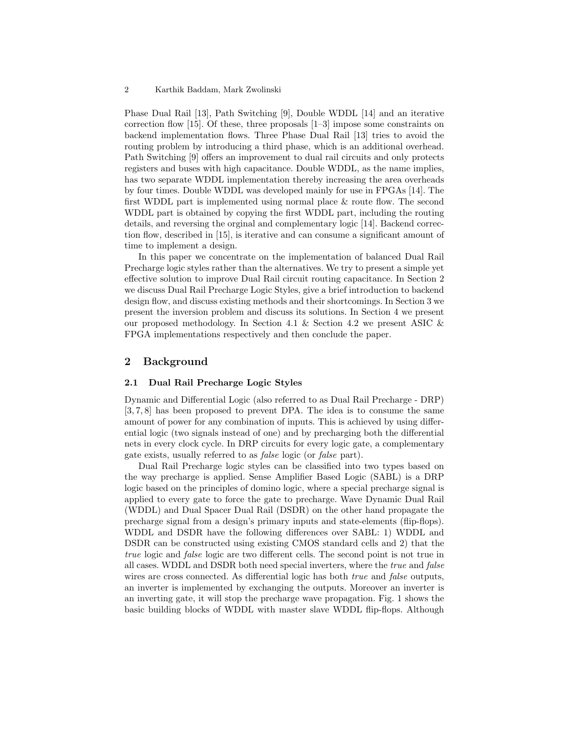Phase Dual Rail [13], Path Switching [9], Double WDDL [14] and an iterative correction flow [15]. Of these, three proposals [1–3] impose some constraints on backend implementation flows. Three Phase Dual Rail [13] tries to avoid the routing problem by introducing a third phase, which is an additional overhead. Path Switching [9] offers an improvement to dual rail circuits and only protects registers and buses with high capacitance. Double WDDL, as the name implies, has two separate WDDL implementation thereby increasing the area overheads by four times. Double WDDL was developed mainly for use in FPGAs [14]. The first WDDL part is implemented using normal place & route flow. The second WDDL part is obtained by copying the first WDDL part, including the routing details, and reversing the orginal and complementary logic [14]. Backend correction flow, described in [15], is iterative and can consume a significant amount of time to implement a design.

In this paper we concentrate on the implementation of balanced Dual Rail Precharge logic styles rather than the alternatives. We try to present a simple yet effective solution to improve Dual Rail circuit routing capacitance. In Section 2 we discuss Dual Rail Precharge Logic Styles, give a brief introduction to backend design flow, and discuss existing methods and their shortcomings. In Section 3 we present the inversion problem and discuss its solutions. In Section 4 we present our proposed methodology. In Section 4.1 & Section 4.2 we present ASIC & FPGA implementations respectively and then conclude the paper.

## 2 Background

### 2.1 Dual Rail Precharge Logic Styles

Dynamic and Differential Logic (also referred to as Dual Rail Precharge - DRP) [3, 7, 8] has been proposed to prevent DPA. The idea is to consume the same amount of power for any combination of inputs. This is achieved by using differential logic (two signals instead of one) and by precharging both the differential nets in every clock cycle. In DRP circuits for every logic gate, a complementary gate exists, usually referred to as *false* logic (or *false* part).

Dual Rail Precharge logic styles can be classified into two types based on the way precharge is applied. Sense Amplifier Based Logic (SABL) is a DRP logic based on the principles of domino logic, where a special precharge signal is applied to every gate to force the gate to precharge. Wave Dynamic Dual Rail (WDDL) and Dual Spacer Dual Rail (DSDR) on the other hand propagate the precharge signal from a design's primary inputs and state-elements (flip-flops). WDDL and DSDR have the following differences over SABL: 1) WDDL and DSDR can be constructed using existing CMOS standard cells and 2) that the *true* logic and *false* logic are two different cells. The second point is not true in all cases. WDDL and DSDR both need special inverters, where the *true* and *false* wires are cross connected. As differential logic has both *true* and *false* outputs, an inverter is implemented by exchanging the outputs. Moreover an inverter is an inverting gate, it will stop the precharge wave propagation. Fig. 1 shows the basic building blocks of WDDL with master slave WDDL flip-flops. Although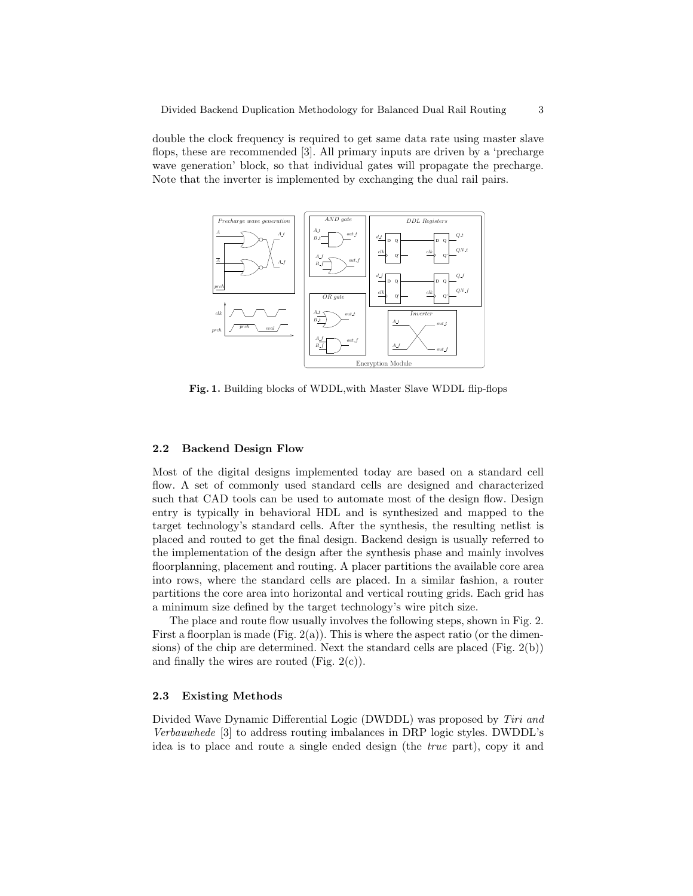double the clock frequency is required to get same data rate using master slave flops, these are recommended [3]. All primary inputs are driven by a 'precharge wave generation' block, so that individual gates will propagate the precharge. Note that the inverter is implemented by exchanging the dual rail pairs.

**Fig. 1.** Building blocks of WDDL,with Master Slave WDDL flip-flops

### 2.2 Backend Design Flow

Most of the digital designs implemented today are based on a standard cell flow. A set of commonly used standard cells are designed and characterized such that CAD tools can be used to automate most of the design flow. Design entry is typically in behavioral HDL and is synthesized and mapped to the target technology's standard cells. After the synthesis, the resulting netlist is placed and routed to get the final design. Backend design is usually referred to the implementation of the design after the synthesis phase and mainly involves floorplanning, placement and routing. A placer partitions the available core area into rows, where the standard cells are placed. In a similar fashion, a router partitions the core area into horizontal and vertical routing grids. Each grid has a minimum size defined by the target technology's wire pitch size.

The place and route flow usually involves the following steps, shown in Fig. 2. First a floorplan is made (Fig. 2(a)). This is where the aspect ratio (or the dimensions) of the chip are determined. Next the standard cells are placed (Fig. 2(b)) and finally the wires are routed (Fig. 2(c)).

### 2.3 Existing Methods

Divided Wave Dynamic Differential Logic (DWDDL) was proposed by *Tiri and Verbauwhede* [3] to address routing imbalances in DRP logic styles. DWDDL's idea is to place and route a single ended design (the *true* part), copy it and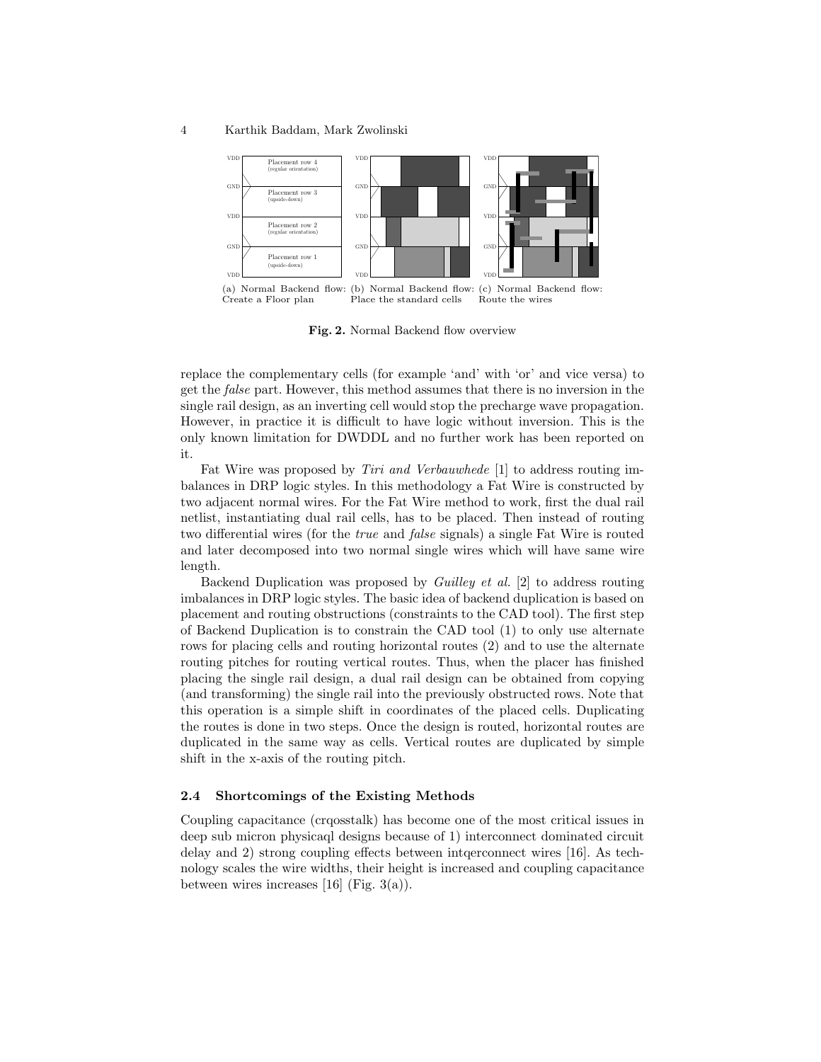(a) Normal Backend flow: Create a Floor plan (b) Normal Backend flow: Place the standard cells (c) Normal Backend flow: Route the wires

**Fig. 2.** Normal Backend flow overview

replace the complementary cells (for example 'and' with 'or' and vice versa) to get the *false* part. However, this method assumes that there is no inversion in the single rail design, as an inverting cell would stop the precharge wave propagation. However, in practice it is difficult to have logic without inversion. This is the only known limitation for DWDDL and no further work has been reported on it.

Fat Wire was proposed by *Tiri and Verbauwhede* [1] to address routing imbalances in DRP logic styles. In this methodology a Fat Wire is constructed by two adjacent normal wires. For the Fat Wire method to work, first the dual rail netlist, instantiating dual rail cells, has to be placed. Then instead of routing two differential wires (for the *true* and *false* signals) a single Fat Wire is routed and later decomposed into two normal single wires which will have same wire length.

Backend Duplication was proposed by *Guilley et al.* [2] to address routing imbalances in DRP logic styles. The basic idea of backend duplication is based on placement and routing obstructions (constraints to the CAD tool). The first step of Backend Duplication is to constrain the CAD tool (1) to only use alternate rows for placing cells and routing horizontal routes (2) and to use the alternate routing pitches for routing vertical routes. Thus, when the placer has finished placing the single rail design, a dual rail design can be obtained from copying (and transforming) the single rail into the previously obstructed rows. Note that this operation is a simple shift in coordinates of the placed cells. Duplicating the routes is done in two steps. Once the design is routed, horizontal routes are duplicated in the same way as cells. Vertical routes are duplicated by simple shift in the x-axis of the routing pitch.

### 2.4 Shortcomings of the Existing Methods

Coupling capacitance (crqosstalk) has become one of the most critical issues in deep sub micron physicaql designs because of 1) interconnect dominated circuit delay and 2) strong coupling effects between intqerconnect wires [16]. As technology scales the wire widths, their height is increased and coupling capacitance between wires increases [16] (Fig. 3(a)).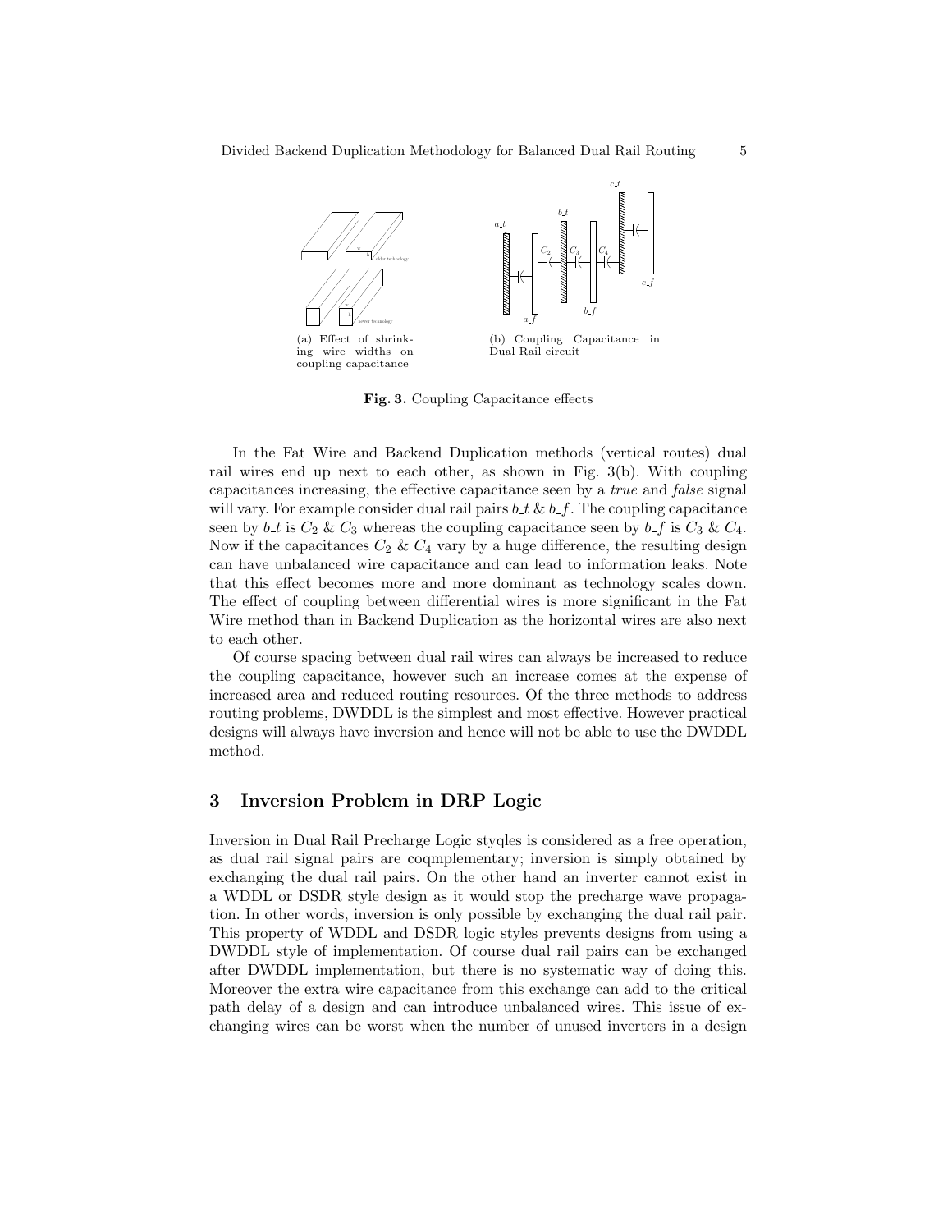w
older technology

w
h
newer technology

(a) Effect of shrinking wire widths on coupling capacitance

a_t
a_f
b_t
b_f
c_t
c_f
$C_2$
$C_3$
$C_4$

(b) Coupling Capacitance in Dual Rail circuit

**Fig. 3.** Coupling Capacitance effects

In the Fat Wire and Backend Duplication methods (vertical routes) dual rail wires end up next to each other, as shown in Fig. 3(b). With coupling capacitances increasing, the effective capacitance seen by a *true* and *false* signal will vary. For example consider dual rail pairs $b\_t$ & $b\_f$. The coupling capacitance seen by $b\_t$ is $C_2$ & $C_3$ whereas the coupling capacitance seen by $b\_f$ is $C_3$ & $C_4$. Now if the capacitances $C_2$ & $C_4$ vary by a huge difference, the resulting design can have unbalanced wire capacitance and can lead to information leaks. Note that this effect becomes more and more dominant as technology scales down. The effect of coupling between differential wires is more significant in the Fat Wire method than in Backend Duplication as the horizontal wires are also next to each other.

Of course spacing between dual rail wires can always be increased to reduce the coupling capacitance, however such an increase comes at the expense of increased area and reduced routing resources. Of the three methods to address routing problems, DWDDL is the simplest and most effective. However practical designs will always have inversion and hence will not be able to use the DWDDL method.

## 3 Inversion Problem in DRP Logic

Inversion in Dual Rail Precharge Logic styqles is considered as a free operation, as dual rail signal pairs are coqmplementary; inversion is simply obtained by exchanging the dual rail pairs. On the other hand an inverter cannot exist in a WDDL or DSDR style design as it would stop the precharge wave propagation. In other words, inversion is only possible by exchanging the dual rail pair. This property of WDDL and DSDR logic styles prevents designs from using a DWDDL style of implementation. Of course dual rail pairs can be exchanged after DWDDL implementation, but there is no systematic way of doing this. Moreover the extra wire capacitance from this exchange can add to the critical path delay of a design and can introduce unbalanced wires. This issue of exchanging wires can be worst when the number of unused inverters in a design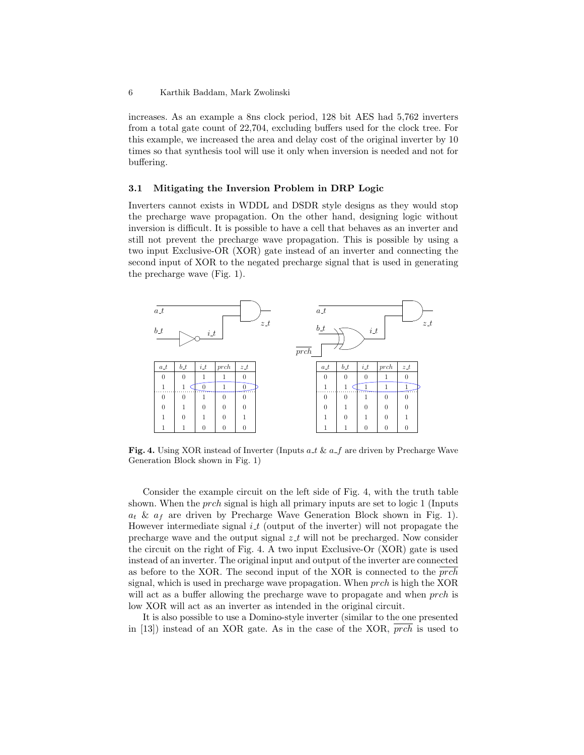increases. As an example a 8ns clock period, 128 bit AES had 5,762 inverters from a total gate count of 22,704, excluding buffers used for the clock tree. For this example, we increased the area and delay cost of the original inverter by 10 times so that synthesis tool will use it only when inversion is needed and not for buffering.

### 3.1 Mitigating the Inversion Problem in DRP Logic

Inverters cannot exists in WDDL and DSDR style designs as they would stop the precharge wave propagation. On the other hand, designing logic without inversion is difficult. It is possible to have a cell that behaves as an inverter and still not prevent the precharge wave propagation. This is possible by using a two input Exclusive-OR (XOR) gate instead of an inverter and connecting the second input of XOR to the negated precharge signal that is used in generating the precharge wave (Fig. 1).

| a_t | b_t | i_t | prch | z_t |
|---|---|---|---|---|
| 0 | 0 | 1 | 1 | 0 |
| 1 | 1 | 0 | 1 | 0 |
| 0 | 0 | 1 | 0 | 0 |
| 0 | 1 | 0 | 0 | 0 |
| 1 | 0 | 1 | 0 | 1 |
| 1 | 1 | 0 | 0 | 0 |

| a_t | b_t | i_t | prch | z_t |
|---|---|---|---|---|
| 0 | 0 | 0 | 1 | 0 |
| 1 | 1 | 1 | 1 | 1 |
| 0 | 0 | 1 | 0 | 0 |
| 0 | 1 | 0 | 0 | 0 |
| 1 | 0 | 1 | 0 | 1 |
| 1 | 1 | 0 | 0 | 0 |

**Fig. 4.** Using XOR instead of Inverter (Inputs $a\_t$ & $a\_f$ are driven by Precharge Wave Generation Block shown in Fig. 1)

Consider the example circuit on the left side of Fig. 4, with the truth table shown. When the *prch* signal is high all primary inputs are set to logic 1 (Inputs $a_t$ & $a_f$ are driven by Precharge Wave Generation Block shown in Fig. 1). However intermediate signal $i\_t$ (output of the inverter) will not propagate the precharge wave and the output signal $z\_t$ will not be precharged. Now consider the circuit on the right of Fig. 4. A two input Exclusive-Or (XOR) gate is used instead of an inverter. The original input and output of the inverter are connected as before to the XOR. The second input of the XOR is connected to the $\overline{prch}$ signal, which is used in precharge wave propagation. When *prch* is high the XOR will act as a buffer allowing the precharge wave to propagate and when *prch* is low XOR will act as an inverter as intended in the original circuit.

It is also possible to use a Domino-style inverter (similar to the one presented in [13]) instead of an XOR gate. As in the case of the XOR, $\overline{prch}$ is used to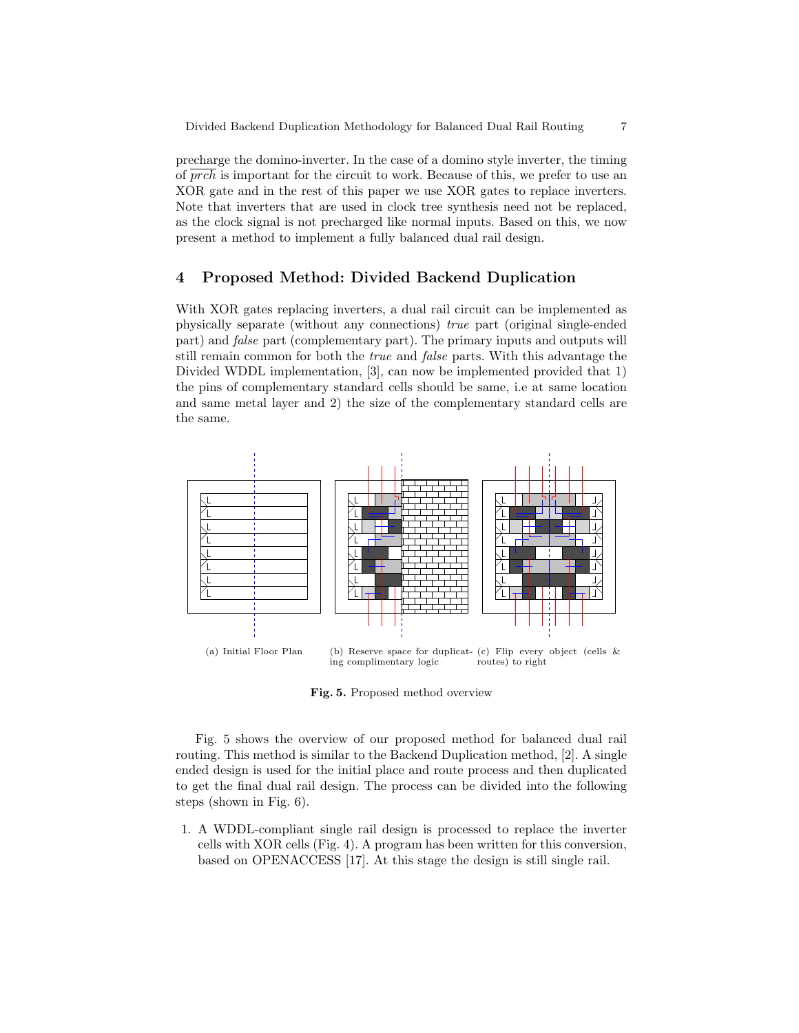precharge the domino-inverter. In the case of a domino style inverter, the timing of $\overline{prch}$ is important for the circuit to work. Because of this, we prefer to use an XOR gate and in the rest of this paper we use XOR gates to replace inverters. Note that inverters that are used in clock tree synthesis need not be replaced, as the clock signal is not precharged like normal inputs. Based on this, we now present a method to implement a fully balanced dual rail design.

## 4 Proposed Method: Divided Backend Duplication

With XOR gates replacing inverters, a dual rail circuit can be implemented as physically separate (without any connections) *true* part (original single-ended part) and *false* part (complementary part). The primary inputs and outputs will still remain common for both the *true* and *false* parts. With this advantage the Divided WDDL implementation, [3], can now be implemented provided that 1) the pins of complementary standard cells should be same, i.e at same location and same metal layer and 2) the size of the complementary standard cells are the same.

(a) Initial Floor Plan (b) Reserve space for duplicating complimentary logic (c) Flip every object (cells & routes) to right

**Fig. 5.** Proposed method overview

Fig. 5 shows the overview of our proposed method for balanced dual rail routing. This method is similar to the Backend Duplication method, [2]. A single ended design is used for the initial place and route process and then duplicated to get the final dual rail design. The process can be divided into the following steps (shown in Fig. 6).

1. A WDDL-compliant single rail design is processed to replace the inverter cells with XOR cells (Fig. 4). A program has been written for this conversion, based on OPENACCESS [17]. At this stage the design is still single rail.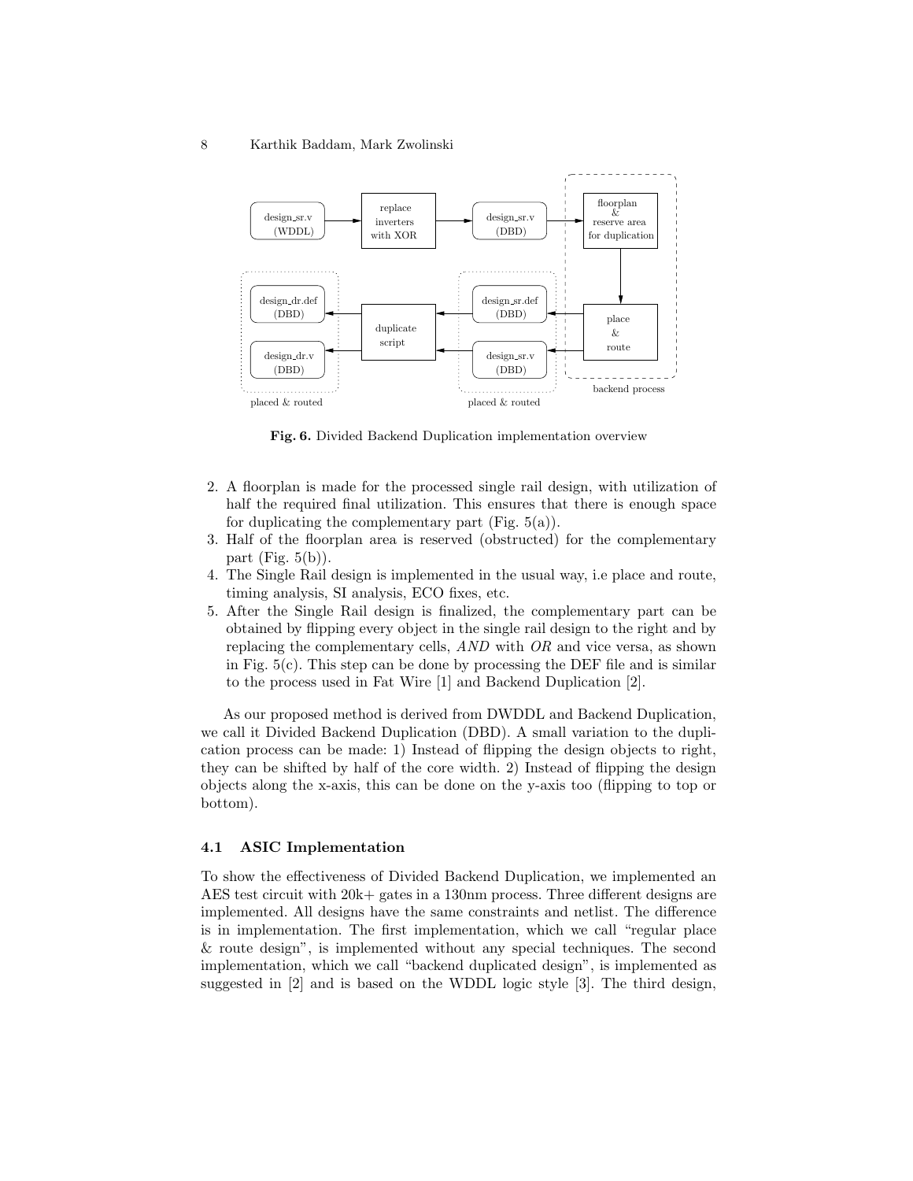**Fig. 6.** Divided Backend Duplication implementation overview

2. A floorplan is made for the processed single rail design, with utilization of half the required final utilization. This ensures that there is enough space for duplicating the complementary part (Fig. 5(a)).
3. Half of the floorplan area is reserved (obstructed) for the complementary part (Fig. 5(b)).
4. The Single Rail design is implemented in the usual way, i.e place and route, timing analysis, SI analysis, ECO fixes, etc.
5. After the Single Rail design is finalized, the complementary part can be obtained by flipping every object in the single rail design to the right and by replacing the complementary cells, *AND* with *OR* and vice versa, as shown in Fig. 5(c). This step can be done by processing the DEF file and is similar to the process used in Fat Wire [1] and Backend Duplication [2].

As our proposed method is derived from DWDDL and Backend Duplication, we call it Divided Backend Duplication (DBD). A small variation to the duplication process can be made: 1) Instead of flipping the design objects to right, they can be shifted by half of the core width. 2) Instead of flipping the design objects along the x-axis, this can be done on the y-axis too (flipping to top or bottom).

### 4.1 ASIC Implementation

To show the effectiveness of Divided Backend Duplication, we implemented an AES test circuit with 20k+ gates in a 130nm process. Three different designs are implemented. All designs have the same constraints and netlist. The difference is in implementation. The first implementation, which we call "regular place & route design", is implemented without any special techniques. The second implementation, which we call "backend duplicated design", is implemented as suggested in [2] and is based on the WDDL logic style [3]. The third design,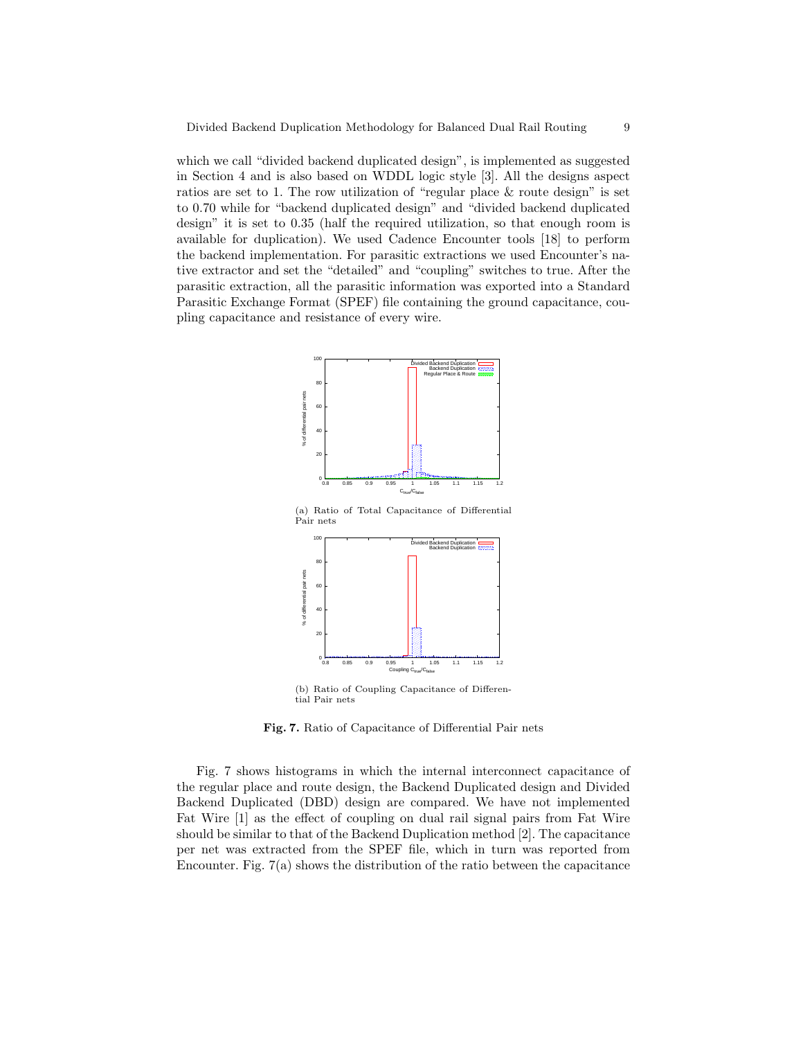which we call "divided backend duplicated design", is implemented as suggested in Section 4 and is also based on WDDL logic style [3]. All the designs aspect ratios are set to 1. The row utilization of "regular place & route design" is set to 0.70 while for "backend duplicated design" and "divided backend duplicated design" it is set to 0.35 (half the required utilization, so that enough room is available for duplication). We used Cadence Encounter tools [18] to perform the backend implementation. For parasitic extractions we used Encounter's native extractor and set the "detailed" and "coupling" switches to true. After the parasitic extraction, all the parasitic information was exported into a Standard Parasitic Exchange Format (SPEF) file containing the ground capacitance, coupling capacitance and resistance of every wire.

(a) Ratio of Total Capacitance of Differential Pair nets

(b) Ratio of Coupling Capacitance of Differential Pair nets

**Fig. 7.** Ratio of Capacitance of Differential Pair nets

Fig. 7 shows histograms in which the internal interconnect capacitance of the regular place and route design, the Backend Duplicated design and Divided Backend Duplicated (DBD) design are compared. We have not implemented Fat Wire [1] as the effect of coupling on dual rail signal pairs from Fat Wire should be similar to that of the Backend Duplication method [2]. The capacitance per net was extracted from the SPEF file, which in turn was reported from Encounter. Fig. 7(a) shows the distribution of the ratio between the capacitance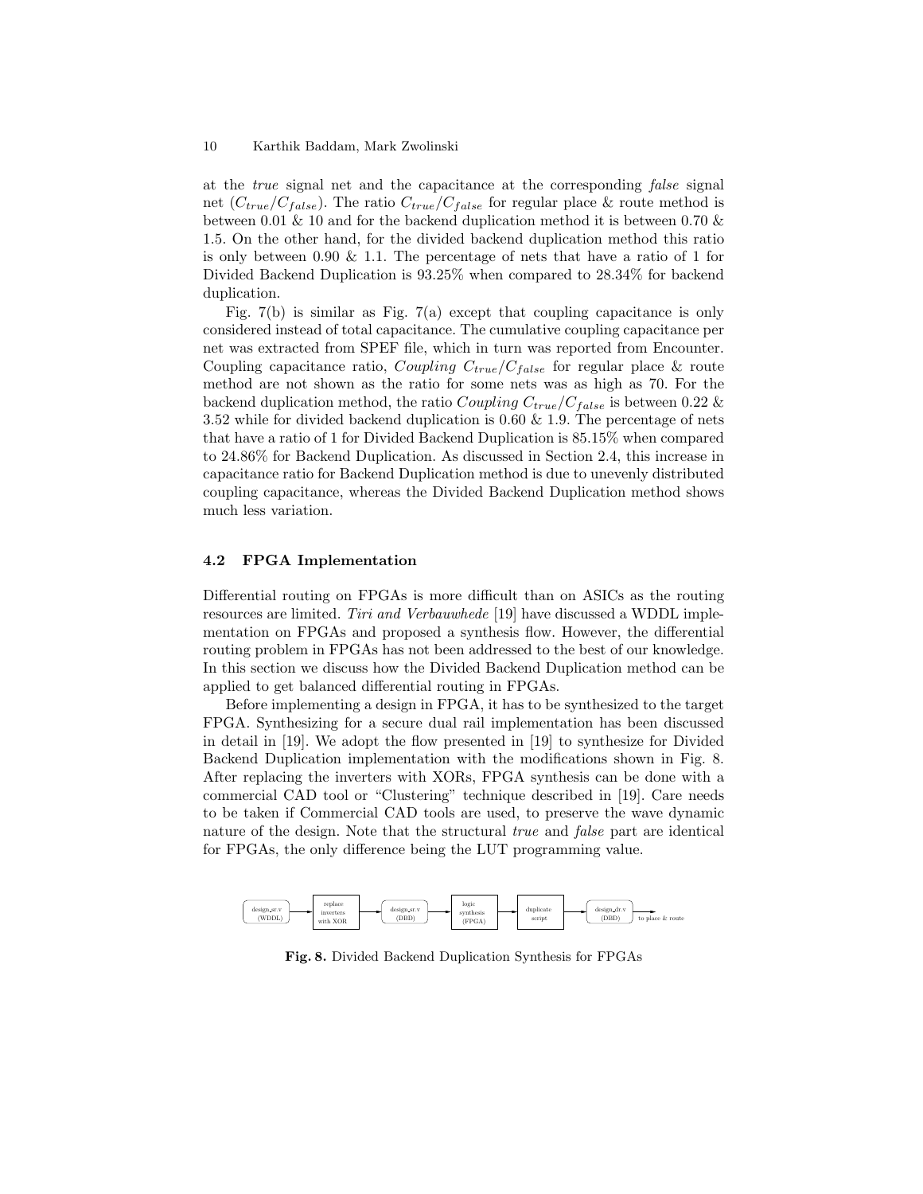at the *true* signal net and the capacitance at the corresponding *false* signal net ($C_{true}/C_{false}$). The ratio $C_{true}/C_{false}$ for regular place & route method is between 0.01 & 10 and for the backend duplication method it is between 0.70 & 1.5. On the other hand, for the divided backend duplication method this ratio is only between 0.90 & 1.1. The percentage of nets that have a ratio of 1 for Divided Backend Duplication is 93.25% when compared to 28.34% for backend duplication.

Fig. 7(b) is similar as Fig. 7(a) except that coupling capacitance is only considered instead of total capacitance. The cumulative coupling capacitance per net was extracted from SPEF file, which in turn was reported from Encounter. Coupling capacitance ratio, $Coupling\ C_{true}/C_{false}$ for regular place & route method are not shown as the ratio for some nets was as high as 70. For the backend duplication method, the ratio $Coupling\ C_{true}/C_{false}$ is between 0.22 & 3.52 while for divided backend duplication is 0.60 & 1.9. The percentage of nets that have a ratio of 1 for Divided Backend Duplication is 85.15% when compared to 24.86% for Backend Duplication. As discussed in Section 2.4, this increase in capacitance ratio for Backend Duplication method is due to unevenly distributed coupling capacitance, whereas the Divided Backend Duplication method shows much less variation.

### 4.2 FPGA Implementation

Differential routing on FPGAs is more difficult than on ASICs as the routing resources are limited. *Tiri and Verbauwhede* [19] have discussed a WDDL implementation on FPGAs and proposed a synthesis flow. However, the differential routing problem in FPGAs has not been addressed to the best of our knowledge. In this section we discuss how the Divided Backend Duplication method can be applied to get balanced differential routing in FPGAs.

Before implementing a design in FPGA, it has to be synthesized to the target FPGA. Synthesizing for a secure dual rail implementation has been discussed in detail in [19]. We adopt the flow presented in [19] to synthesize for Divided Backend Duplication implementation with the modifications shown in Fig. 8. After replacing the inverters with XORs, FPGA synthesis can be done with a commercial CAD tool or "Clustering" technique described in [19]. Care needs to be taken if Commercial CAD tools are used, to preserve the wave dynamic nature of the design. Note that the structural *true* and *false* part are identical for FPGAs, the only difference being the LUT programming value.

design_sr.v (WDDL) → replace inverters with XOR → design_sr.v (DBD) → logic synthesis (FPGA) → duplicate script → design_dr.v (DBD) → to place & route

**Fig. 8.** Divided Backend Duplication Synthesis for FPGAs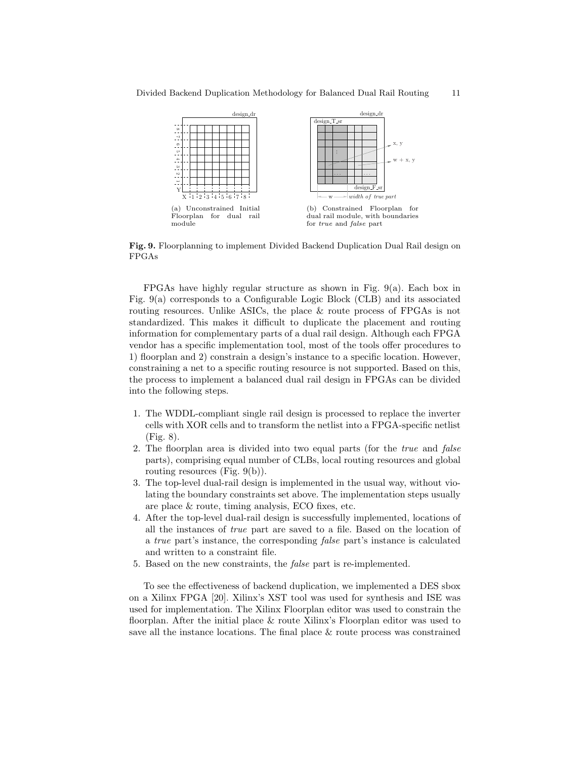(a) Unconstrained Initial Floorplan for dual rail module

(b) Constrained Floorplan for dual rail module, with boundaries for *true* and *false* part

**Fig. 9.** Floorplanning to implement Divided Backend Duplication Dual Rail design on FPGAs

FPGAs have highly regular structure as shown in Fig. 9(a). Each box in Fig. 9(a) corresponds to a Configurable Logic Block (CLB) and its associated routing resources. Unlike ASICs, the place & route process of FPGAs is not standardized. This makes it difficult to duplicate the placement and routing information for complementary parts of a dual rail design. Although each FPGA vendor has a specific implementation tool, most of the tools offer procedures to 1) floorplan and 2) constrain a design's instance to a specific location. However, constraining a net to a specific routing resource is not supported. Based on this, the process to implement a balanced dual rail design in FPGAs can be divided into the following steps.

1. The WDDL-compliant single rail design is processed to replace the inverter cells with XOR cells and to transform the netlist into a FPGA-specific netlist (Fig. 8).
2. The floorplan area is divided into two equal parts (for the *true* and *false* parts), comprising equal number of CLBs, local routing resources and global routing resources (Fig. 9(b)).
3. The top-level dual-rail design is implemented in the usual way, without violating the boundary constraints set above. The implementation steps usually are place & route, timing analysis, ECO fixes, etc.
4. After the top-level dual-rail design is successfully implemented, locations of all the instances of *true* part are saved to a file. Based on the location of a *true* part's instance, the corresponding *false* part's instance is calculated and written to a constraint file.
5. Based on the new constraints, the *false* part is re-implemented.

To see the effectiveness of backend duplication, we implemented a DES sbox on a Xilinx FPGA [20]. Xilinx's XST tool was used for synthesis and ISE was used for implementation. The Xilinx Floorplan editor was used to constrain the floorplan. After the initial place & route Xilinx's Floorplan editor was used to save all the instance locations. The final place & route process was constrained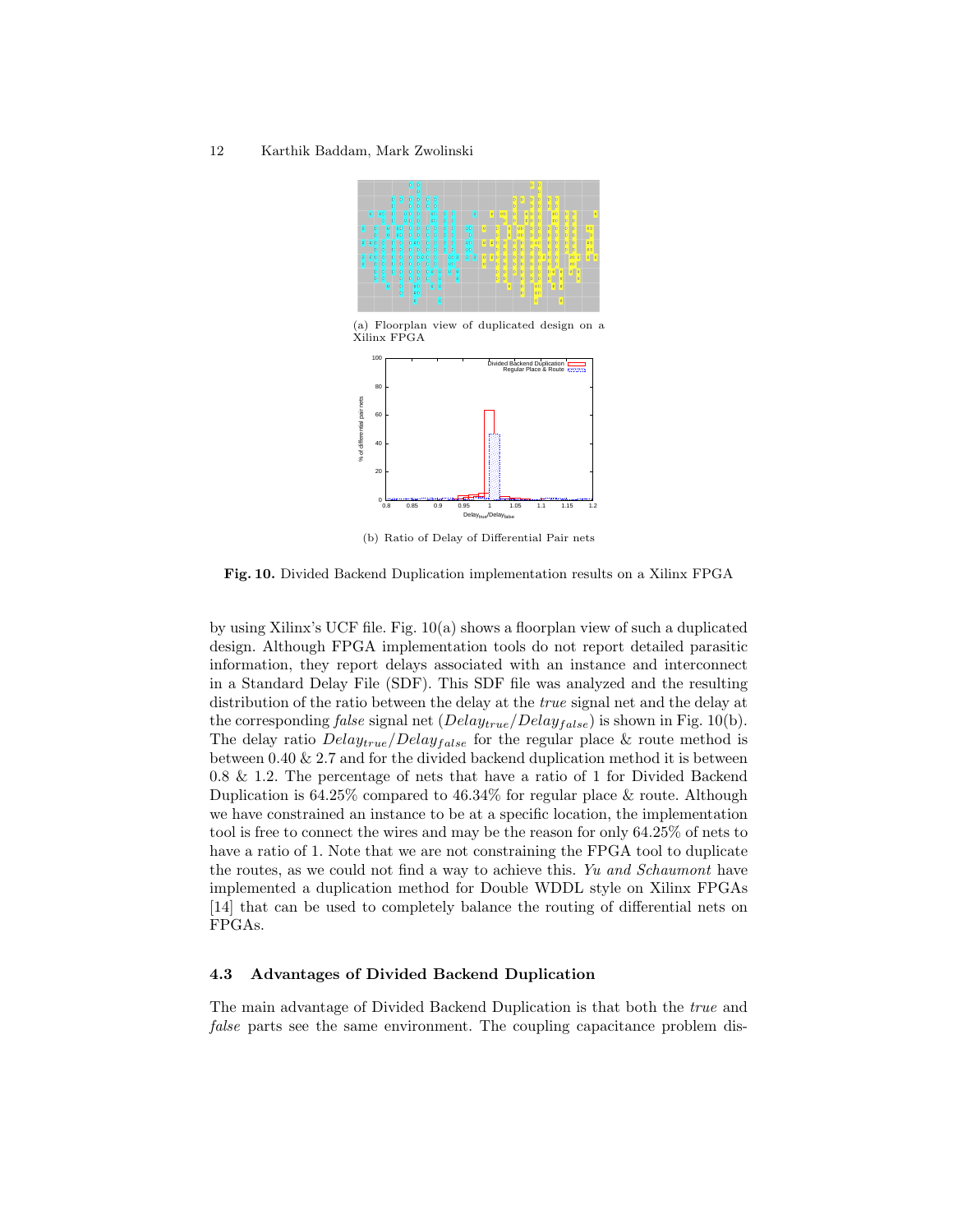(a) Floorplan view of duplicated design on a Xilinx FPGA

(b) Ratio of Delay of Differential Pair nets

**Fig. 10.** Divided Backend Duplication implementation results on a Xilinx FPGA

by using Xilinx's UCF file. Fig. 10(a) shows a floorplan view of such a duplicated design. Although FPGA implementation tools do not report detailed parasitic information, they report delays associated with an instance and interconnect in a Standard Delay File (SDF). This SDF file was analyzed and the resulting distribution of the ratio between the delay at the *true* signal net and the delay at the corresponding *false* signal net ($Delay_{true}/Delay_{false}$) is shown in Fig. 10(b). The delay ratio $Delay_{true}/Delay_{false}$ for the regular place & route method is between 0.40 & 2.7 and for the divided backend duplication method it is between 0.8 & 1.2. The percentage of nets that have a ratio of 1 for Divided Backend Duplication is 64.25% compared to 46.34% for regular place & route. Although we have constrained an instance to be at a specific location, the implementation tool is free to connect the wires and may be the reason for only 64.25% of nets to have a ratio of 1. Note that we are not constraining the FPGA tool to duplicate the routes, as we could not find a way to achieve this. *Yu and Schaumont* have implemented a duplication method for Double WDDL style on Xilinx FPGAs [14] that can be used to completely balance the routing of differential nets on FPGAs.

### 4.3 Advantages of Divided Backend Duplication

The main advantage of Divided Backend Duplication is that both the *true* and *false* parts see the same environment. The coupling capacitance problem dis-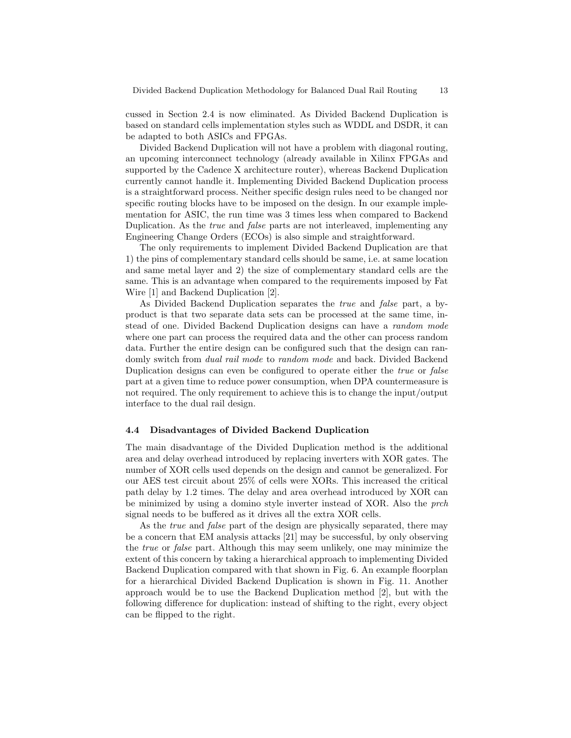cussed in Section 2.4 is now eliminated. As Divided Backend Duplication is based on standard cells implementation styles such as WDDL and DSDR, it can be adapted to both ASICs and FPGAs.

Divided Backend Duplication will not have a problem with diagonal routing, an upcoming interconnect technology (already available in Xilinx FPGAs and supported by the Cadence X architecture router), whereas Backend Duplication currently cannot handle it. Implementing Divided Backend Duplication process is a straightforward process. Neither specific design rules need to be changed nor specific routing blocks have to be imposed on the design. In our example implementation for ASIC, the run time was 3 times less when compared to Backend Duplication. As the *true* and *false* parts are not interleaved, implementing any Engineering Change Orders (ECOs) is also simple and straightforward.

The only requirements to implement Divided Backend Duplication are that 1) the pins of complementary standard cells should be same, i.e. at same location and same metal layer and 2) the size of complementary standard cells are the same. This is an advantage when compared to the requirements imposed by Fat Wire [1] and Backend Duplication [2].

As Divided Backend Duplication separates the *true* and *false* part, a by-product is that two separate data sets can be processed at the same time, instead of one. Divided Backend Duplication designs can have a *random mode* where one part can process the required data and the other can process random data. Further the entire design can be configured such that the design can randomly switch from *dual rail mode* to *random mode* and back. Divided Backend Duplication designs can even be configured to operate either the *true* or *false* part at a given time to reduce power consumption, when DPA countermeasure is not required. The only requirement to achieve this is to change the input/output interface to the dual rail design.

### 4.4 Disadvantages of Divided Backend Duplication

The main disadvantage of the Divided Duplication method is the additional area and delay overhead introduced by replacing inverters with XOR gates. The number of XOR cells used depends on the design and cannot be generalized. For our AES test circuit about 25% of cells were XORs. This increased the critical path delay by 1.2 times. The delay and area overhead introduced by XOR can be minimized by using a domino style inverter instead of XOR. Also the *prch* signal needs to be buffered as it drives all the extra XOR cells.

As the *true* and *false* part of the design are physically separated, there may be a concern that EM analysis attacks [21] may be successful, by only observing the *true* or *false* part. Although this may seem unlikely, one may minimize the extent of this concern by taking a hierarchical approach to implementing Divided Backend Duplication compared with that shown in Fig. 6. An example floorplan for a hierarchical Divided Backend Duplication is shown in Fig. 11. Another approach would be to use the Backend Duplication method [2], but with the following difference for duplication: instead of shifting to the right, every object can be flipped to the right.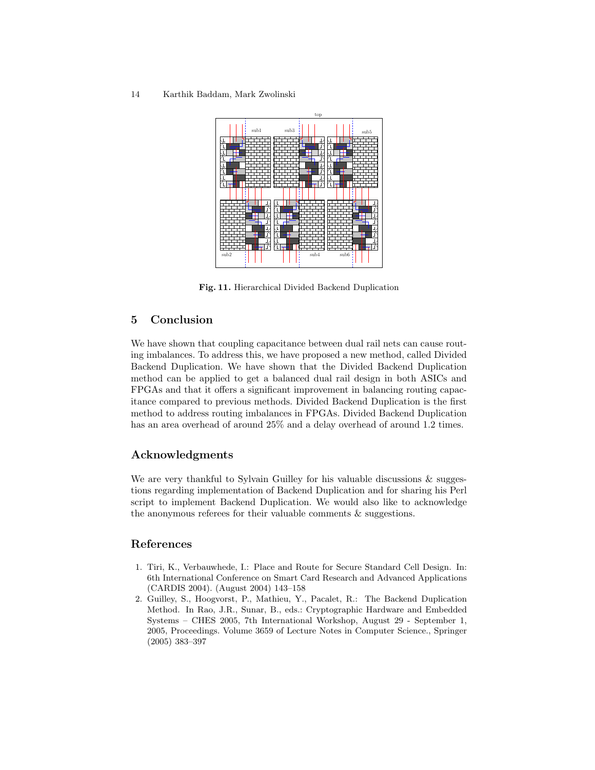Fig. 11. Hierarchical Divided Backend Duplication

## 5 Conclusion

We have shown that coupling capacitance between dual rail nets can cause routing imbalances. To address this, we have proposed a new method, called Divided Backend Duplication. We have shown that the Divided Backend Duplication method can be applied to get a balanced dual rail design in both ASICs and FPGAs and that it offers a significant improvement in balancing routing capacitance compared to previous methods. Divided Backend Duplication is the first method to address routing imbalances in FPGAs. Divided Backend Duplication has an area overhead of around 25% and a delay overhead of around 1.2 times.

## Acknowledgments

We are very thankful to Sylvain Guilley for his valuable discussions & suggestions regarding implementation of Backend Duplication and for sharing his Perl script to implement Backend Duplication. We would also like to acknowledge the anonymous referees for their valuable comments & suggestions.

## References

1. Tiri, K., Verbauwhede, I.: Place and Route for Secure Standard Cell Design. In: 6th International Conference on Smart Card Research and Advanced Applications (CARDIS 2004). (August 2004) 143–158
2. Guilley, S., Hoogvorst, P., Mathieu, Y., Pacalet, R.: The Backend Duplication Method. In Rao, J.R., Sunar, B., eds.: Cryptographic Hardware and Embedded Systems – CHES 2005, 7th International Workshop, August 29 - September 1, 2005, Proceedings. Volume 3659 of Lecture Notes in Computer Science., Springer (2005) 383–397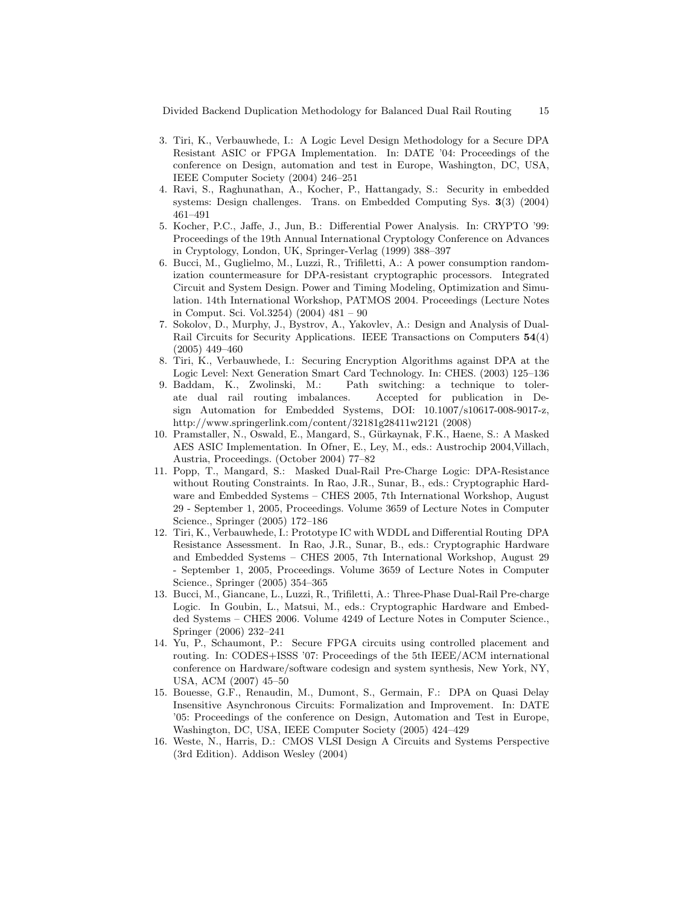3. Tiri, K., Verbauwhede, I.: A Logic Level Design Methodology for a Secure DPA Resistant ASIC or FPGA Implementation. In: DATE '04: Proceedings of the conference on Design, automation and test in Europe, Washington, DC, USA, IEEE Computer Society (2004) 246–251
4. Ravi, S., Raghunathan, A., Kocher, P., Hattangady, S.: Security in embedded systems: Design challenges. Trans. on Embedded Computing Sys. **3**(3) (2004) 461–491
5. Kocher, P.C., Jaffe, J., Jun, B.: Differential Power Analysis. In: CRYPTO '99: Proceedings of the 19th Annual International Cryptology Conference on Advances in Cryptology, London, UK, Springer-Verlag (1999) 388–397
6. Bucci, M., Guglielmo, M., Luzzi, R., Trifiletti, A.: A power consumption randomization countermeasure for DPA-resistant cryptographic processors. Integrated Circuit and System Design. Power and Timing Modeling, Optimization and Simulation. 14th International Workshop, PATMOS 2004. Proceedings (Lecture Notes in Comput. Sci. Vol.3254) (2004) 481 – 90
7. Sokolov, D., Murphy, J., Bystrov, A., Yakovlev, A.: Design and Analysis of Dual-Rail Circuits for Security Applications. IEEE Transactions on Computers **54**(4) (2005) 449–460
8. Tiri, K., Verbauwhede, I.: Securing Encryption Algorithms against DPA at the Logic Level: Next Generation Smart Card Technology. In: CHES. (2003) 125–136
9. Baddam, K., Zwolinski, M.: Path switching: a technique to tolerate dual rail routing imbalances. Accepted for publication in Design Automation for Embedded Systems, DOI: 10.1007/s10617-008-9017-z, http://www.springerlink.com/content/32181g28411w2121 (2008)
10. Pramstaller, N., Oswald, E., Mangard, S., Gürkaynak, F.K., Haene, S.: A Masked AES ASIC Implementation. In Ofner, E., Ley, M., eds.: Austrochip 2004,Villach, Austria, Proceedings. (October 2004) 77–82
11. Popp, T., Mangard, S.: Masked Dual-Rail Pre-Charge Logic: DPA-Resistance without Routing Constraints. In Rao, J.R., Sunar, B., eds.: Cryptographic Hardware and Embedded Systems – CHES 2005, 7th International Workshop, August 29 - September 1, 2005, Proceedings. Volume 3659 of Lecture Notes in Computer Science., Springer (2005) 172–186
12. Tiri, K., Verbauwhede, I.: Prototype IC with WDDL and Differential Routing DPA Resistance Assessment. In Rao, J.R., Sunar, B., eds.: Cryptographic Hardware and Embedded Systems – CHES 2005, 7th International Workshop, August 29 - September 1, 2005, Proceedings. Volume 3659 of Lecture Notes in Computer Science., Springer (2005) 354–365
13. Bucci, M., Giancane, L., Luzzi, R., Trifiletti, A.: Three-Phase Dual-Rail Pre-charge Logic. In Goubin, L., Matsui, M., eds.: Cryptographic Hardware and Embedded Systems – CHES 2006. Volume 4249 of Lecture Notes in Computer Science., Springer (2006) 232–241
14. Yu, P., Schaumont, P.: Secure FPGA circuits using controlled placement and routing. In: CODES+ISSS '07: Proceedings of the 5th IEEE/ACM international conference on Hardware/software codesign and system synthesis, New York, NY, USA, ACM (2007) 45–50
15. Bouesse, G.F., Renaudin, M., Dumont, S., Germain, F.: DPA on Quasi Delay Insensitive Asynchronous Circuits: Formalization and Improvement. In: DATE '05: Proceedings of the conference on Design, Automation and Test in Europe, Washington, DC, USA, IEEE Computer Society (2005) 424–429
16. Weste, N., Harris, D.: CMOS VLSI Design A Circuits and Systems Perspective (3rd Edition). Addison Wesley (2004)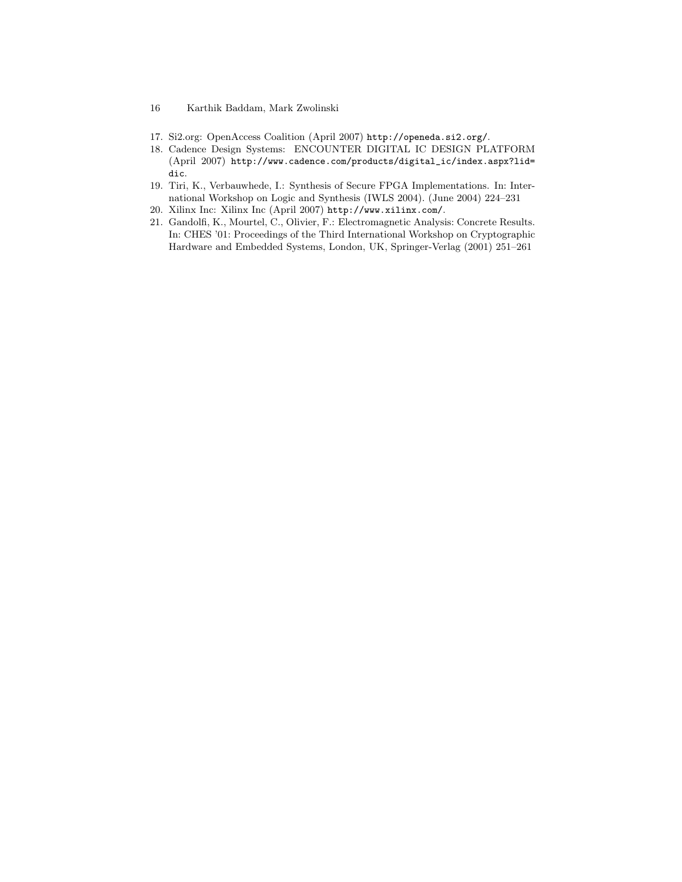17. Si2.org: OpenAccess Coalition (April 2007) http://openeda.si2.org/.
18. Cadence Design Systems: ENCOUNTER DIGITAL IC DESIGN PLATFORM (April 2007) http://www.cadence.com/products/digital_ic/index.aspx?lid=dic.
19. Tiri, K., Verbauwhede, I.: Synthesis of Secure FPGA Implementations. In: International Workshop on Logic and Synthesis (IWLS 2004). (June 2004) 224–231
20. Xilinx Inc: Xilinx Inc (April 2007) http://www.xilinx.com/.
21. Gandolfi, K., Mourtel, C., Olivier, F.: Electromagnetic Analysis: Concrete Results. In: CHES '01: Proceedings of the Third International Workshop on Cryptographic Hardware and Embedded Systems, London, UK, Springer-Verlag (2001) 251–261